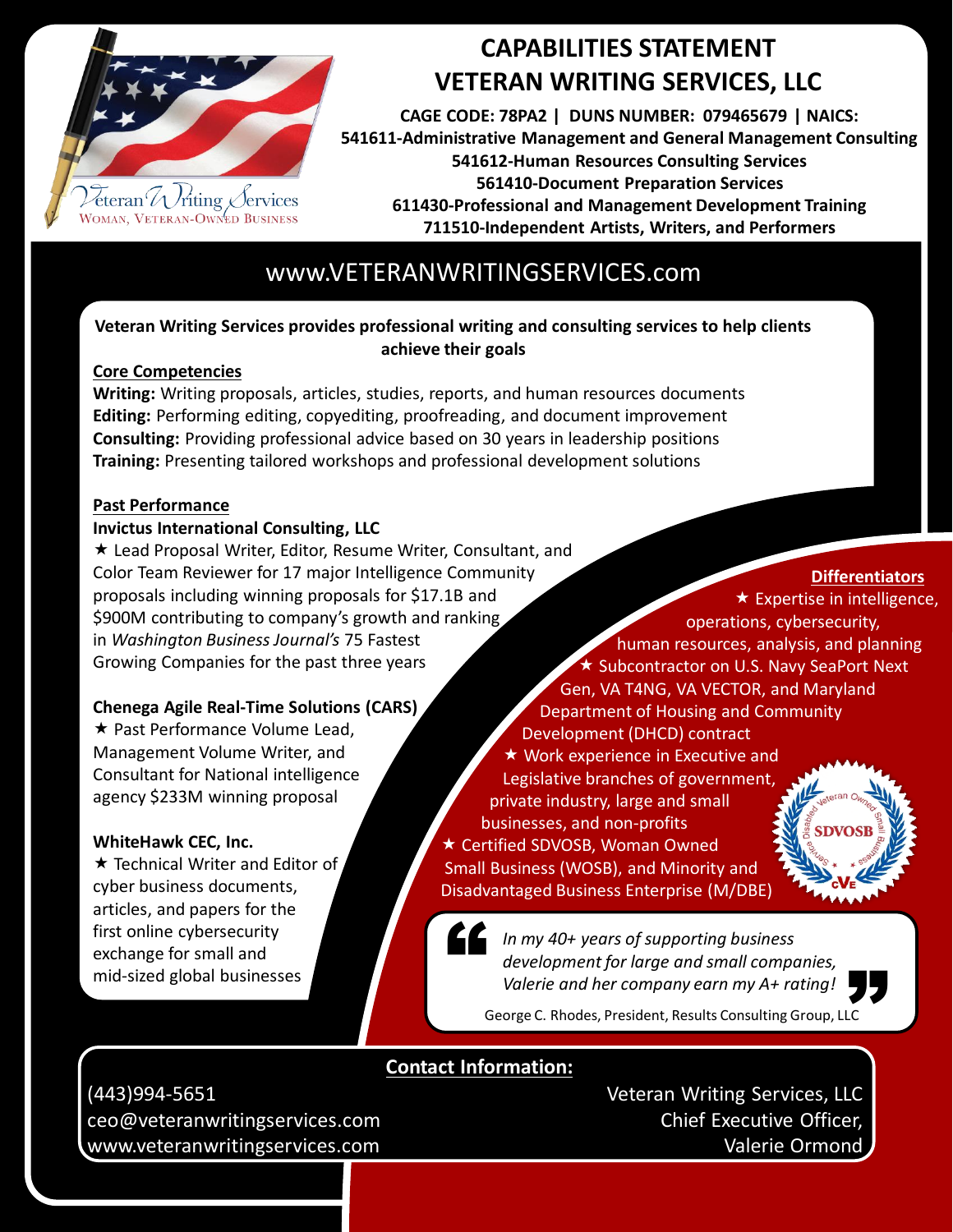# CAPABILITIES STATEMENT
# VETERAN WRITING SERVICES, LLC

**CAGE CODE: 78PA2 | DUNS NUMBER: 079465679 | NAICS:**
**541611-Administrative Management and General Management Consulting**
**541612-Human Resources Consulting Services**
**561410-Document Preparation Services**
**611430-Professional and Management Development Training**
**711510-Independent Artists, Writers, and Performers**

Veteran Writing Services
WOMAN, VETERAN-OWNED BUSINESS

www.VETERANWRITINGSERVICES.com

**Veteran Writing Services provides professional writing and consulting services to help clients achieve their goals**

## Core Competencies

**Writing:** Writing proposals, articles, studies, reports, and human resources documents
**Editing:** Performing editing, copyediting, proofreading, and document improvement
**Consulting:** Providing professional advice based on 30 years in leadership positions
**Training:** Presenting tailored workshops and professional development solutions

## Past Performance

**Invictus International Consulting, LLC**

★ Lead Proposal Writer, Editor, Resume Writer, Consultant, and Color Team Reviewer for 17 major Intelligence Community proposals including winning proposals for $17.1B and $900M contributing to company's growth and ranking in *Washington Business Journal's* 75 Fastest Growing Companies for the past three years

**Chenega Agile Real-Time Solutions (CARS)**

★ Past Performance Volume Lead, Management Volume Writer, and Consultant for National intelligence agency $233M winning proposal

**WhiteHawk CEC, Inc.**

★ Technical Writer and Editor of cyber business documents, articles, and papers for the first online cybersecurity exchange for small and mid-sized global businesses

## Differentiators

★ Expertise in intelligence, operations, cybersecurity, human resources, analysis, and planning
★ Subcontractor on U.S. Navy SeaPort Next Gen, VA T4NG, VA VECTOR, and Maryland Department of Housing and Community Development (DHCD) contract
★ Work experience in Executive and Legislative branches of government, private industry, large and small businesses, and non-profits
★ Certified SDVOSB, Woman Owned Small Business (WOSB), and Minority and Disadvantaged Business Enterprise (M/DBE)

Service Disabled Veteran Owned Small Business SDVOSB CVE

> *In my 40+ years of supporting business development for large and small companies, Valerie and her company earn my A+ rating!*
>
> George C. Rhodes, President, Results Consulting Group, LLC

## Contact Information:

(443)994-5651
ceo@veteranwritingservices.com
www.veteranwritingservices.com

Veteran Writing Services, LLC
Chief Executive Officer,
Valerie Ormond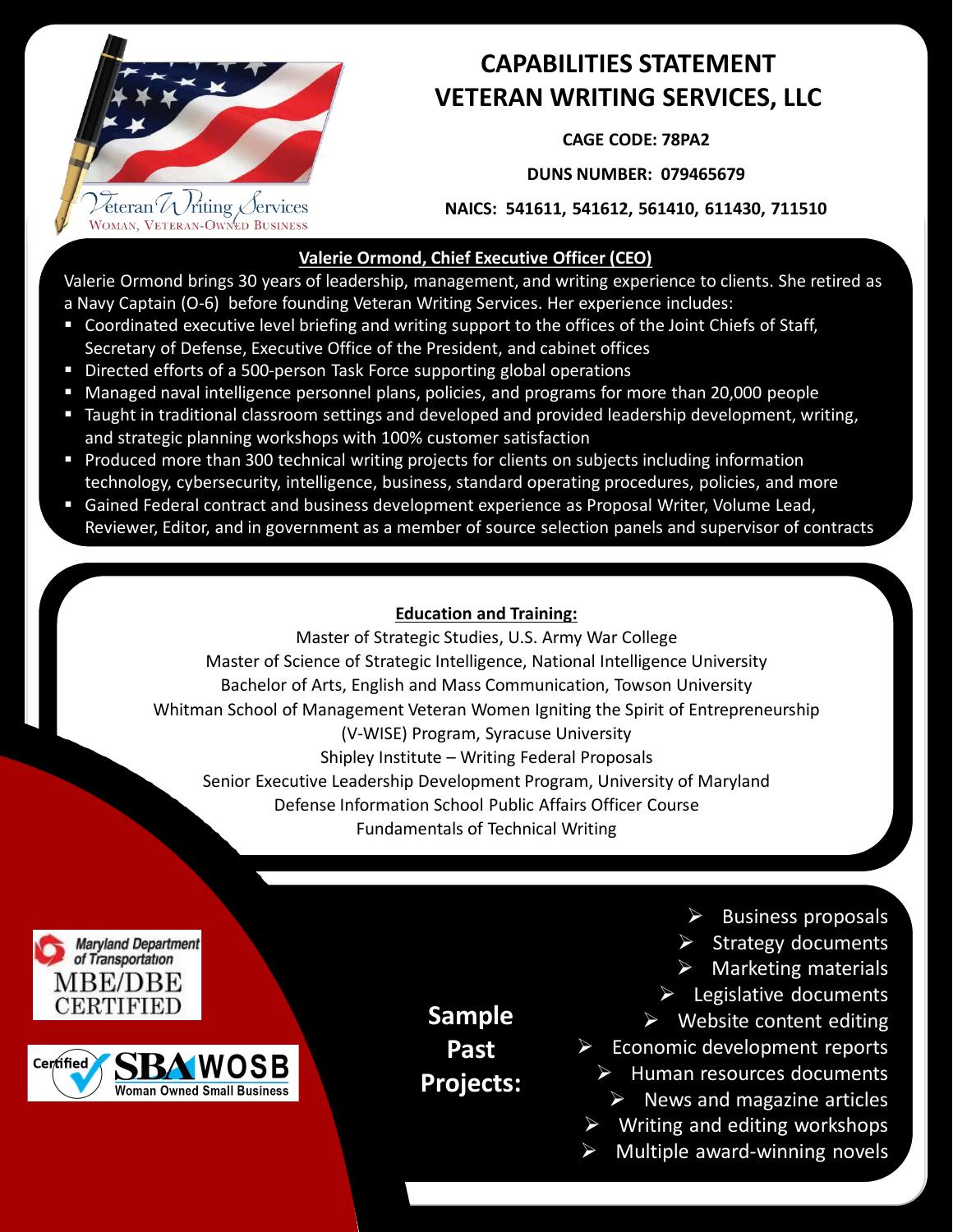# CAPABILITIES STATEMENT
# VETERAN WRITING SERVICES, LLC

Veteran Writing Services
WOMAN, VETERAN-OWNED BUSINESS

**CAGE CODE: 78PA2**

**DUNS NUMBER: 079465679**

**NAICS: 541611, 541612, 561410, 611430, 711510**

## Valerie Ormond, Chief Executive Officer (CEO)

Valerie Ormond brings 30 years of leadership, management, and writing experience to clients. She retired as a Navy Captain (O-6) before founding Veteran Writing Services. Her experience includes:

- Coordinated executive level briefing and writing support to the offices of the Joint Chiefs of Staff, Secretary of Defense, Executive Office of the President, and cabinet offices
- Directed efforts of a 500-person Task Force supporting global operations
- Managed naval intelligence personnel plans, policies, and programs for more than 20,000 people
- Taught in traditional classroom settings and developed and provided leadership development, writing, and strategic planning workshops with 100% customer satisfaction
- Produced more than 300 technical writing projects for clients on subjects including information technology, cybersecurity, intelligence, business, standard operating procedures, policies, and more
- Gained Federal contract and business development experience as Proposal Writer, Volume Lead, Reviewer, Editor, and in government as a member of source selection panels and supervisor of contracts

## Education and Training:

Master of Strategic Studies, U.S. Army War College
Master of Science of Strategic Intelligence, National Intelligence University
Bachelor of Arts, English and Mass Communication, Towson University
Whitman School of Management Veteran Women Igniting the Spirit of Entrepreneurship (V-WISE) Program, Syracuse University
Shipley Institute – Writing Federal Proposals
Senior Executive Leadership Development Program, University of Maryland
Defense Information School Public Affairs Officer Course
Fundamentals of Technical Writing

Maryland Department of Transportation MBE/DBE CERTIFIED

Certified SBA WOSB Woman Owned Small Business

## Sample Past Projects:

- Business proposals
- Strategy documents
- Marketing materials
- Legislative documents
- Website content editing
- Economic development reports
- Human resources documents
- News and magazine articles
- Writing and editing workshops
- Multiple award-winning novels